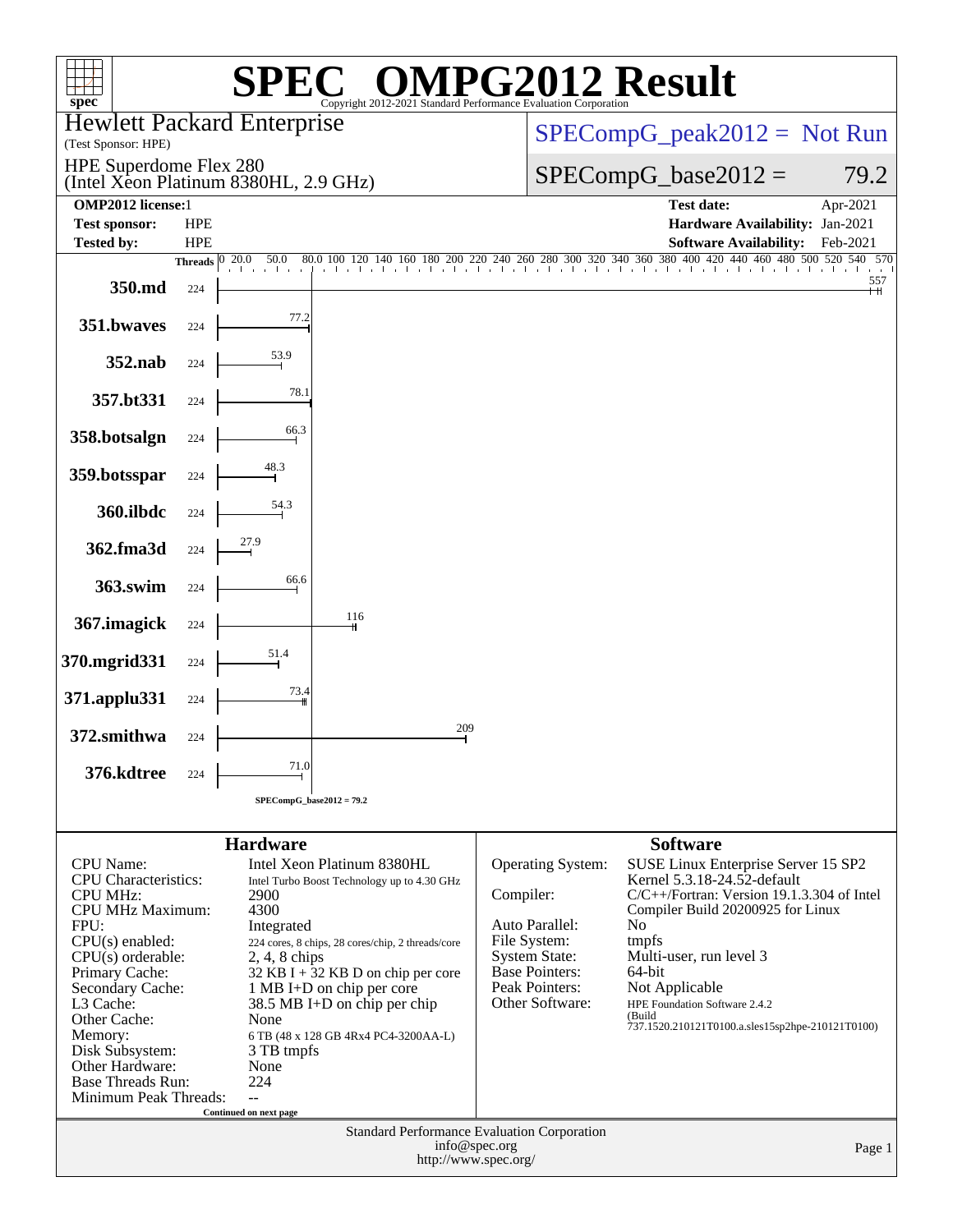# SPEC OMPG2012 Result

Copyright 2012-2021 Standard Performance Evaluation Corporation

**Hewlett Packard Enterprise**
(Test Sponsor: HPE)

**HPE Superdome Flex 280**
(Intel Xeon Platinum 8380HL, 2.9 GHz)

SPECompG_peak2012 = Not Run

SPECompG_base2012 = 79.2

| | | | |
|---|---|---|---|
| **OMP2012 license:** | 1 | **Test date:** | Apr-2021 |
| **Test sponsor:** | HPE | **Hardware Availability:** | Jan-2021 |
| **Tested by:** | HPE | **Software Availability:** | Feb-2021 |

| Benchmark | Threads | Base Ratio |
|---|---|---|
| 350.md | 224 | 557 |
| 351.bwaves | 224 | 77.2 |
| 352.nab | 224 | 53.9 |
| 357.bt331 | 224 | 78.1 |
| 358.botsalgn | 224 | 66.3 |
| 359.botsspar | 224 | 48.3 |
| 360.ilbdc | 224 | 54.3 |
| 362.fma3d | 224 | 27.9 |
| 363.swim | 224 | 66.6 |
| 367.imagick | 224 | 116 |
| 370.mgrid331 | 224 | 51.4 |
| 371.applu331 | 224 | 73.4 |
| 372.smithwa | 224 | 209 |
| 376.kdtree | 224 | 71.0 |

SPECompG_base2012 = 79.2

## Hardware

| | |
|---|---|
| CPU Name: | Intel Xeon Platinum 8380HL |
| CPU Characteristics: | Intel Turbo Boost Technology up to 4.30 GHz |
| CPU MHz: | 2900 |
| CPU MHz Maximum: | 4300 |
| FPU: | Integrated |
| CPU(s) enabled: | 224 cores, 8 chips, 28 cores/chip, 2 threads/core |
| CPU(s) orderable: | 2, 4, 8 chips |
| Primary Cache: | 32 KB I + 32 KB D on chip per core |
| Secondary Cache: | 1 MB I+D on chip per core |
| L3 Cache: | 38.5 MB I+D on chip per chip |
| Other Cache: | None |
| Memory: | 6 TB (48 x 128 GB 4Rx4 PC4-3200AA-L) |
| Disk Subsystem: | 3 TB tmpfs |
| Other Hardware: | None |
| Base Threads Run: | 224 |
| Minimum Peak Threads: | -- |

Continued on next page

## Software

| | |
|---|---|
| Operating System: | SUSE Linux Enterprise Server 15 SP2 Kernel 5.3.18-24.52-default |
| Compiler: | C/C++/Fortran: Version 19.1.3.304 of Intel Compiler Build 20200925 for Linux |
| Auto Parallel: | No |
| File System: | tmpfs |
| System State: | Multi-user, run level 3 |
| Base Pointers: | 64-bit |
| Peak Pointers: | Not Applicable |
| Other Software: | HPE Foundation Software 2.4.2 (Build 737.1520.210121T0100.a.sles15sp2hpe-210121T0100) |

Standard Performance Evaluation Corporation
info@spec.org
http://www.spec.org/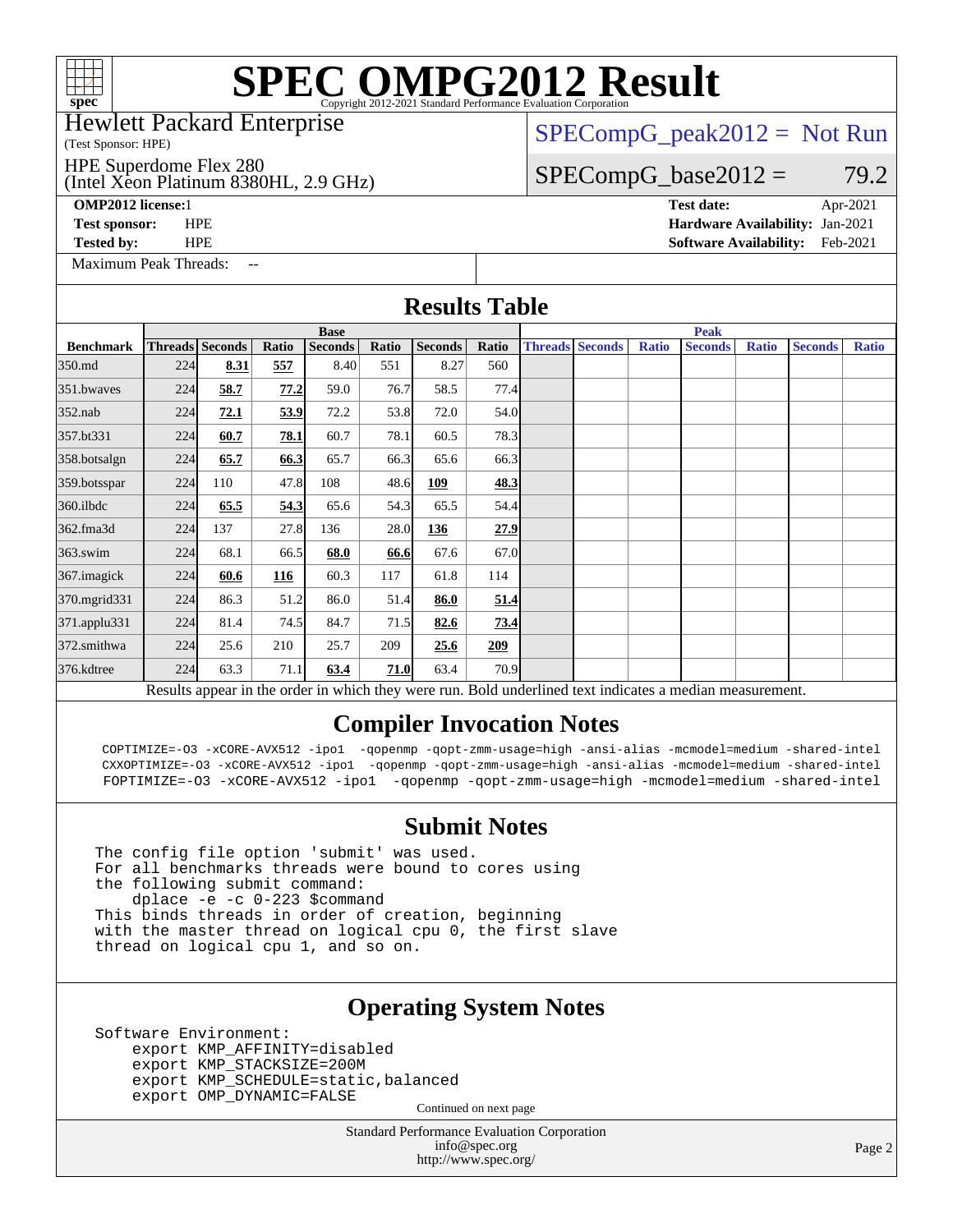# SPEC OMPG2012 Result

Copyright 2012-2021 Standard Performance Evaluation Corporation

Hewlett Packard Enterprise
(Test Sponsor: HPE)

HPE Superdome Flex 280
(Intel Xeon Platinum 8380HL, 2.9 GHz)

SPECompG_peak2012 = Not Run

SPECompG_base2012 = 79.2

**OMP2012 license:** 1
**Test sponsor:** HPE
**Tested by:** HPE

**Test date:** Apr-2021
**Hardware Availability:** Jan-2021
**Software Availability:** Feb-2021

Maximum Peak Threads: --

## Results Table

| | Base | | | | | | | Peak | | | | | | |
|---|---|---|---|---|---|---|---|---|---|---|---|---|---|---|
| **Benchmark** | **Threads** | **Seconds** | **Ratio** | **Seconds** | **Ratio** | **Seconds** | **Ratio** | **Threads** | **Seconds** | **Ratio** | **Seconds** | **Ratio** | **Seconds** | **Ratio** |
| 350.md | 224 | **8.31** | **557** | 8.40 | 551 | 8.27 | 560 | | | | | | | |
| 351.bwaves | 224 | **58.7** | **77.2** | 59.0 | 76.7 | 58.5 | 77.4 | | | | | | | |
| 352.nab | 224 | **72.1** | **53.9** | 72.2 | 53.8 | 72.0 | 54.0 | | | | | | | |
| 357.bt331 | 224 | **60.7** | **78.1** | 60.7 | 78.1 | 60.5 | 78.3 | | | | | | | |
| 358.botsalgn | 224 | **65.7** | **66.3** | 65.7 | 66.3 | 65.6 | 66.3 | | | | | | | |
| 359.botsspar | 224 | 110 | 47.8 | 108 | 48.6 | **109** | **48.3** | | | | | | | |
| 360.ilbdc | 224 | **65.5** | **54.3** | 65.6 | 54.3 | 65.5 | 54.4 | | | | | | | |
| 362.fma3d | 224 | 137 | 27.8 | 136 | 28.0 | **136** | **27.9** | | | | | | | |
| 363.swim | 224 | 68.1 | 66.5 | **68.0** | **66.6** | 67.6 | 67.0 | | | | | | | |
| 367.imagick | 224 | **60.6** | **116** | 60.3 | 117 | 61.8 | 114 | | | | | | | |
| 370.mgrid331 | 224 | 86.3 | 51.2 | 86.0 | 51.4 | **86.0** | **51.4** | | | | | | | |
| 371.applu331 | 224 | 81.4 | 74.5 | 84.7 | 71.5 | **82.6** | **73.4** | | | | | | | |
| 372.smithwa | 224 | 25.6 | 210 | 25.7 | 209 | **25.6** | **209** | | | | | | | |
| 376.kdtree | 224 | 63.3 | 71.1 | **63.4** | **71.0** | 63.4 | 70.9 | | | | | | | |

Results appear in the order in which they were run. Bold underlined text indicates a median measurement.

## Compiler Invocation Notes

```
COPTIMIZE=-O3 -xCORE-AVX512 -ipo1  -qopenmp -qopt-zmm-usage=high -ansi-alias -mcmodel=medium -shared-intel
CXXOPTIMIZE=-O3 -xCORE-AVX512 -ipo1  -qopenmp -qopt-zmm-usage=high -ansi-alias -mcmodel=medium -shared-intel
FOPTIMIZE=-O3 -xCORE-AVX512 -ipo1  -qopenmp -qopt-zmm-usage=high -mcmodel=medium -shared-intel
```

## Submit Notes

```
The config file option 'submit' was used.
For all benchmarks threads were bound to cores using
the following submit command:
    dplace -e -c 0-223 $command
This binds threads in order of creation, beginning
with the master thread on logical cpu 0, the first slave
thread on logical cpu 1, and so on.
```

## Operating System Notes

```
Software Environment:
    export KMP_AFFINITY=disabled
    export KMP_STACKSIZE=200M
    export KMP_SCHEDULE=static,balanced
    export OMP_DYNAMIC=FALSE
```

Continued on next page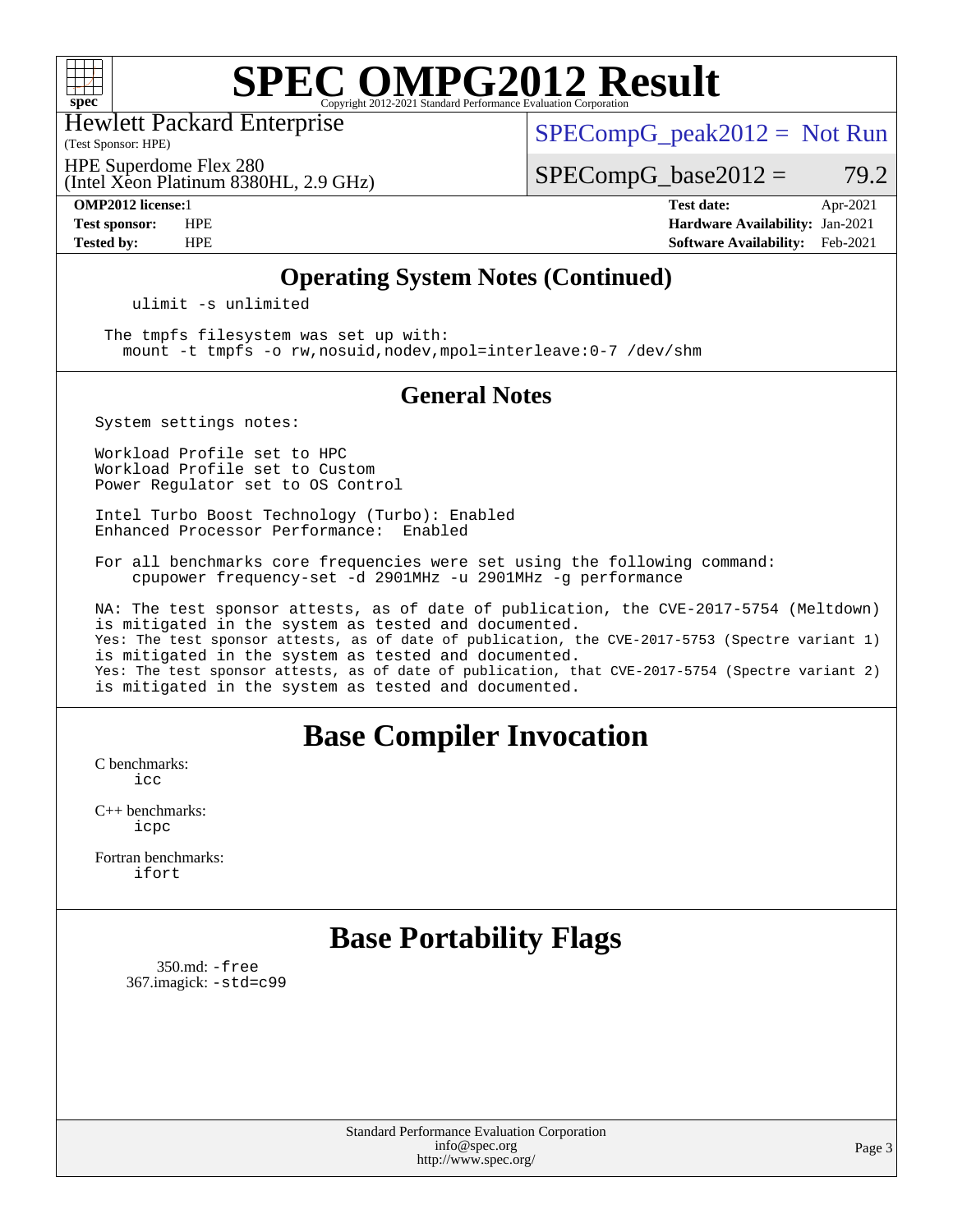# SPEC OMPG2012 Result

Copyright 2012-2021 Standard Performance Evaluation Corporation

Hewlett Packard Enterprise
(Test Sponsor: HPE)

HPE Superdome Flex 280
(Intel Xeon Platinum 8380HL, 2.9 GHz)

SPECompG_peak2012 = Not Run

SPECompG_base2012 = 79.2

| | | | |
|---|---|---|---|
| **OMP2012 license:** | 1 | **Test date:** | Apr-2021 |
| **Test sponsor:** | HPE | **Hardware Availability:** | Jan-2021 |
| **Tested by:** | HPE | **Software Availability:** | Feb-2021 |

## Operating System Notes (Continued)

```
    ulimit -s unlimited

  The tmpfs filesystem was set up with:
    mount -t tmpfs -o rw,nosuid,nodev,mpol=interleave:0-7 /dev/shm
```

## General Notes

```
System settings notes:

Workload Profile set to HPC
Workload Profile set to Custom
Power Regulator set to OS Control

Intel Turbo Boost Technology (Turbo): Enabled
Enhanced Processor Performance:  Enabled

For all benchmarks core frequencies were set using the following command:
    cpupower frequency-set -d 2901MHz -u 2901MHz -g performance

NA: The test sponsor attests, as of date of publication, the CVE-2017-5754 (Meltdown)
is mitigated in the system as tested and documented.
Yes: The test sponsor attests, as of date of publication, the CVE-2017-5753 (Spectre variant 1)
is mitigated in the system as tested and documented.
Yes: The test sponsor attests, as of date of publication, that CVE-2017-5754 (Spectre variant 2)
is mitigated in the system as tested and documented.
```

## Base Compiler Invocation

C benchmarks:
    icc

C++ benchmarks:
    icpc

Fortran benchmarks:
    ifort

## Base Portability Flags

350.md: -free
367.imagick: -std=c99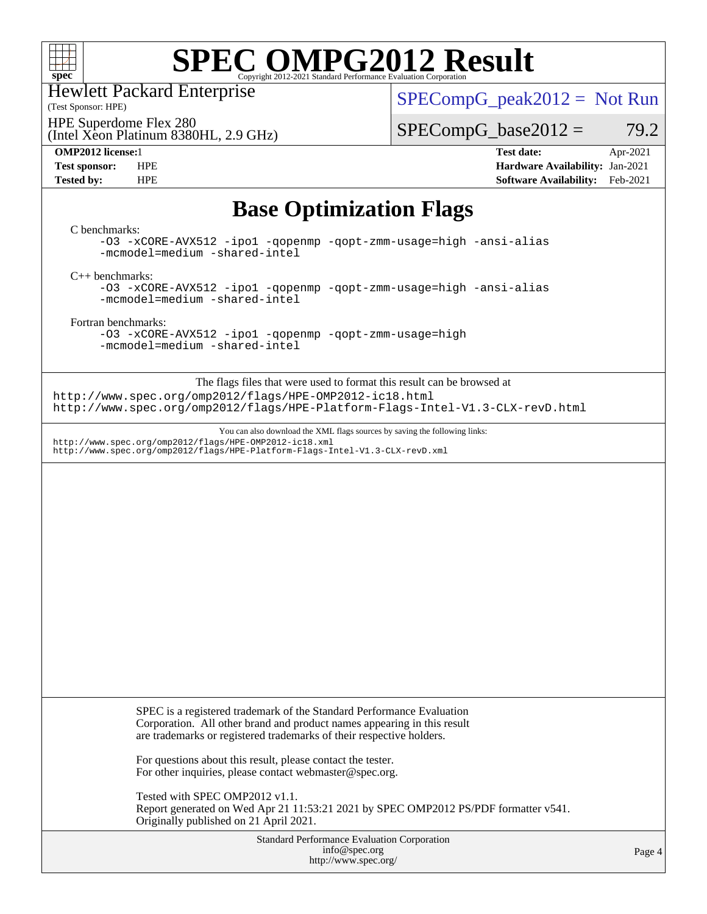# SPEC OMPG2012 Result

Copyright 2012-2021 Standard Performance Evaluation Corporation

Hewlett Packard Enterprise
(Test Sponsor: HPE)

HPE Superdome Flex 280
(Intel Xeon Platinum 8380HL, 2.9 GHz)

SPECompG_peak2012 = Not Run

SPECompG_base2012 = 79.2

**OMP2012 license:** 1
**Test sponsor:** HPE
**Tested by:** HPE

**Test date:** Apr-2021
**Hardware Availability:** Jan-2021
**Software Availability:** Feb-2021

## Base Optimization Flags

C benchmarks:

```
-O3 -xCORE-AVX512 -ipo1 -qopenmp -qopt-zmm-usage=high -ansi-alias
-mcmodel=medium -shared-intel
```

C++ benchmarks:

```
-O3 -xCORE-AVX512 -ipo1 -qopenmp -qopt-zmm-usage=high -ansi-alias
-mcmodel=medium -shared-intel
```

Fortran benchmarks:

```
-O3 -xCORE-AVX512 -ipo1 -qopenmp -qopt-zmm-usage=high
-mcmodel=medium -shared-intel
```

The flags files that were used to format this result can be browsed at
http://www.spec.org/omp2012/flags/HPE-OMP2012-ic18.html
http://www.spec.org/omp2012/flags/HPE-Platform-Flags-Intel-V1.3-CLX-revD.html

You can also download the XML flags sources by saving the following links:
http://www.spec.org/omp2012/flags/HPE-OMP2012-ic18.xml
http://www.spec.org/omp2012/flags/HPE-Platform-Flags-Intel-V1.3-CLX-revD.xml

SPEC is a registered trademark of the Standard Performance Evaluation Corporation. All other brand and product names appearing in this result are trademarks or registered trademarks of their respective holders.

For questions about this result, please contact the tester.
For other inquiries, please contact webmaster@spec.org.

Tested with SPEC OMP2012 v1.1.
Report generated on Wed Apr 21 11:53:21 2021 by SPEC OMP2012 PS/PDF formatter v541.
Originally published on 21 April 2021.

Standard Performance Evaluation Corporation
info@spec.org
http://www.spec.org/